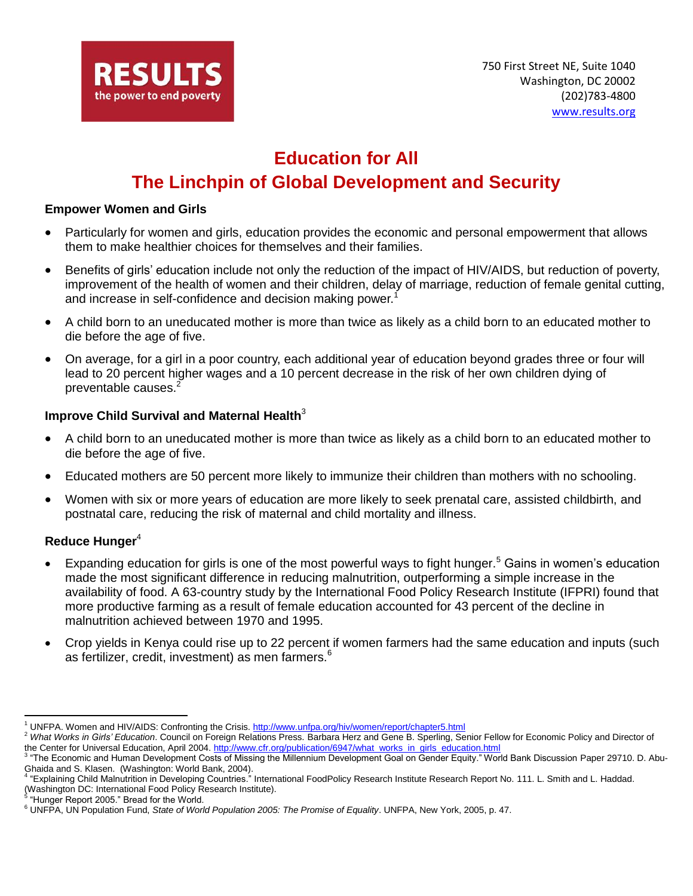RESULTS
the power to end poverty

750 First Street NE, Suite 1040
Washington, DC 20002
(202)783-4800
www.results.org

# Education for All
# The Linchpin of Global Development and Security

### Empower Women and Girls

- Particularly for women and girls, education provides the economic and personal empowerment that allows them to make healthier choices for themselves and their families.
- Benefits of girls' education include not only the reduction of the impact of HIV/AIDS, but reduction of poverty, improvement of the health of women and their children, delay of marriage, reduction of female genital cutting, and increase in self-confidence and decision making power.[1]
- A child born to an uneducated mother is more than twice as likely as a child born to an educated mother to die before the age of five.
- On average, for a girl in a poor country, each additional year of education beyond grades three or four will lead to 20 percent higher wages and a 10 percent decrease in the risk of her own children dying of preventable causes.[2]

### Improve Child Survival and Maternal Health[3]

- A child born to an uneducated mother is more than twice as likely as a child born to an educated mother to die before the age of five.
- Educated mothers are 50 percent more likely to immunize their children than mothers with no schooling.
- Women with six or more years of education are more likely to seek prenatal care, assisted childbirth, and postnatal care, reducing the risk of maternal and child mortality and illness.

### Reduce Hunger[4]

- Expanding education for girls is one of the most powerful ways to fight hunger.[5] Gains in women's education made the most significant difference in reducing malnutrition, outperforming a simple increase in the availability of food. A 63-country study by the International Food Policy Research Institute (IFPRI) found that more productive farming as a result of female education accounted for 43 percent of the decline in malnutrition achieved between 1970 and 1995.
- Crop yields in Kenya could rise up to 22 percent if women farmers had the same education and inputs (such as fertilizer, credit, investment) as men farmers.[6]

---

[1] UNFPA. Women and HIV/AIDS: Confronting the Crisis. http://www.unfpa.org/hiv/women/report/chapter5.html

[2] *What Works in Girls' Education*. Council on Foreign Relations Press. Barbara Herz and Gene B. Sperling, Senior Fellow for Economic Policy and Director of the Center for Universal Education, April 2004. http://www.cfr.org/publication/6947/what_works_in_girls_education.html

[3] "The Economic and Human Development Costs of Missing the Millennium Development Goal on Gender Equity." World Bank Discussion Paper 29710. D. Abu-Ghaida and S. Klasen. (Washington: World Bank, 2004).

[4] "Explaining Child Malnutrition in Developing Countries." International FoodPolicy Research Institute Research Report No. 111. L. Smith and L. Haddad. (Washington DC: International Food Policy Research Institute).

[5] "Hunger Report 2005." Bread for the World.

[6] UNFPA, UN Population Fund, *State of World Population 2005: The Promise of Equality*. UNFPA, New York, 2005, p. 47.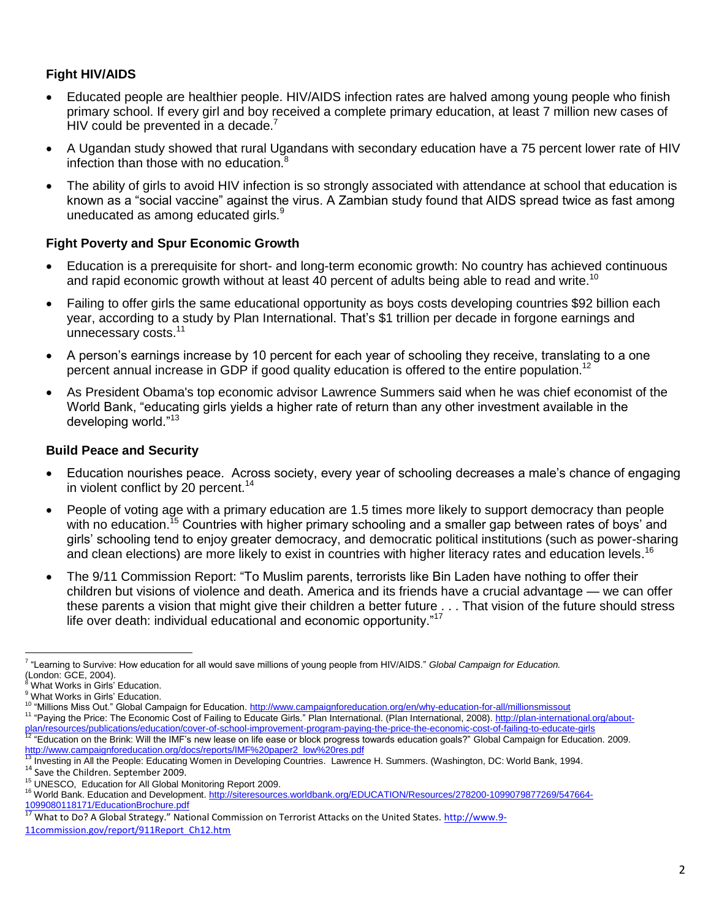### Fight HIV/AIDS

- Educated people are healthier people. HIV/AIDS infection rates are halved among young people who finish primary school. If every girl and boy received a complete primary education, at least 7 million new cases of HIV could be prevented in a decade.[7]
- A Ugandan study showed that rural Ugandans with secondary education have a 75 percent lower rate of HIV infection than those with no education.[8]
- The ability of girls to avoid HIV infection is so strongly associated with attendance at school that education is known as a "social vaccine" against the virus. A Zambian study found that AIDS spread twice as fast among uneducated as among educated girls.[9]

### Fight Poverty and Spur Economic Growth

- Education is a prerequisite for short- and long-term economic growth: No country has achieved continuous and rapid economic growth without at least 40 percent of adults being able to read and write.[10]
- Failing to offer girls the same educational opportunity as boys costs developing countries $92 billion each year, according to a study by Plan International. That's $1 trillion per decade in forgone earnings and unnecessary costs.[11]
- A person's earnings increase by 10 percent for each year of schooling they receive, translating to a one percent annual increase in GDP if good quality education is offered to the entire population.[12]
- As President Obama's top economic advisor Lawrence Summers said when he was chief economist of the World Bank, "educating girls yields a higher rate of return than any other investment available in the developing world."[13]

### Build Peace and Security

- Education nourishes peace. Across society, every year of schooling decreases a male's chance of engaging in violent conflict by 20 percent.[14]
- People of voting age with a primary education are 1.5 times more likely to support democracy than people with no education.[15] Countries with higher primary schooling and a smaller gap between rates of boys' and girls' schooling tend to enjoy greater democracy, and democratic political institutions (such as power-sharing and clean elections) are more likely to exist in countries with higher literacy rates and education levels.[16]
- The 9/11 Commission Report: "To Muslim parents, terrorists like Bin Laden have nothing to offer their children but visions of violence and death. America and its friends have a crucial advantage — we can offer these parents a vision that might give their children a better future . . . That vision of the future should stress life over death: individual educational and economic opportunity."[17]

---

[7] "Learning to Survive: How education for all would save millions of young people from HIV/AIDS." *Global Campaign for Education.* (London: GCE, 2004).

[8] What Works in Girls' Education.

[9] What Works in Girls' Education.

[10] "Millions Miss Out." Global Campaign for Education. http://www.campaignforeducation.org/en/why-education-for-all/millionsmissout

[11] "Paying the Price: The Economic Cost of Failing to Educate Girls." Plan International. (Plan International, 2008). http://plan-international.org/about-plan/resources/publications/education/cover-of-school-improvement-program-paying-the-price-the-economic-cost-of-failing-to-educate-girls

[12] "Education on the Brink: Will the IMF's new lease on life ease or block progress towards education goals?" Global Campaign for Education. 2009. http://www.campaignforeducation.org/docs/reports/IMF%20paper2_low%20res.pdf

[13] Investing in All the People: Educating Women in Developing Countries. Lawrence H. Summers. (Washington, DC: World Bank, 1994).

[14] Save the Children. September 2009.

[15] UNESCO, Education for All Global Monitoring Report 2009.

[16] World Bank. Education and Development. http://siteresources.worldbank.org/EDUCATION/Resources/278200-1099079877269/547664-1099080118171/EducationBrochure.pdf

[17] What to Do? A Global Strategy." National Commission on Terrorist Attacks on the United States. http://www.9-11commission.gov/report/911Report_Ch12.htm